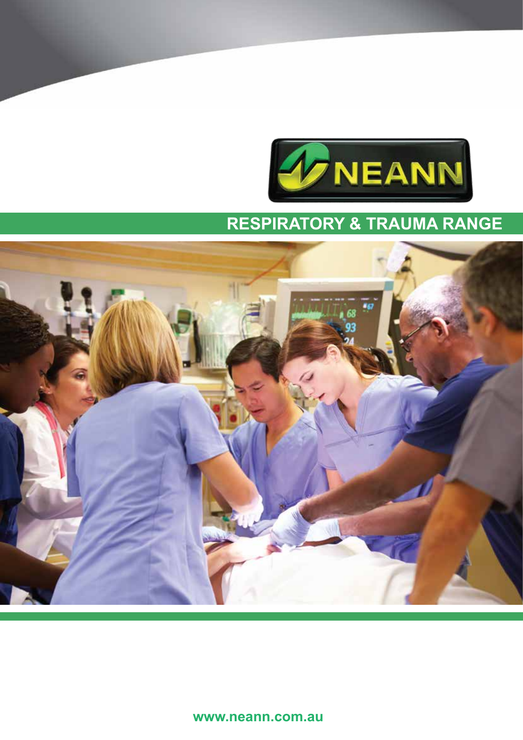NEANN

# RESPIRATORY & TRAUMA RANGE

www.neann.com.au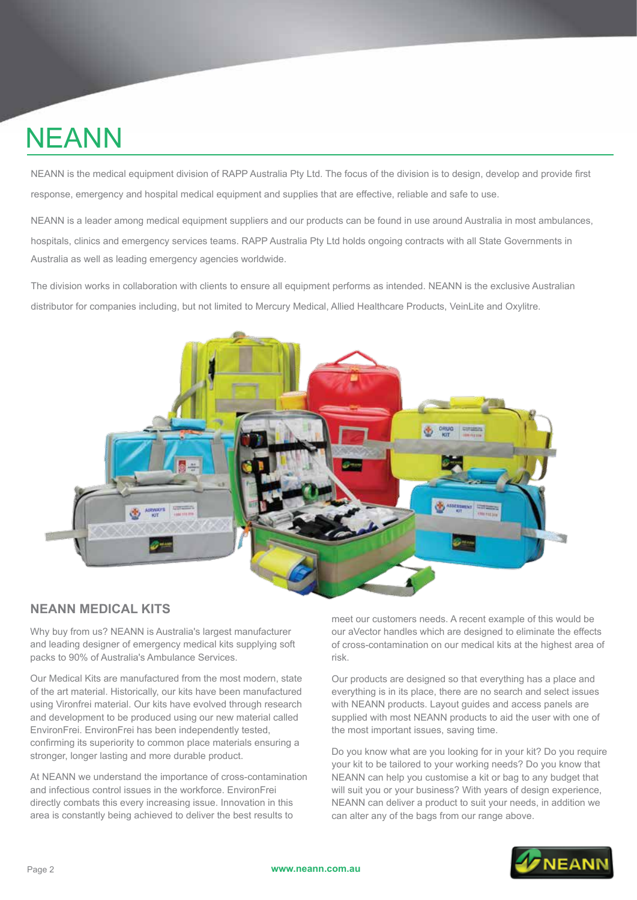# NEANN

NEANN is the medical equipment division of RAPP Australia Pty Ltd. The focus of the division is to design, develop and provide first response, emergency and hospital medical equipment and supplies that are effective, reliable and safe to use.

NEANN is a leader among medical equipment suppliers and our products can be found in use around Australia in most ambulances, hospitals, clinics and emergency services teams. RAPP Australia Pty Ltd holds ongoing contracts with all State Governments in Australia as well as leading emergency agencies worldwide.

The division works in collaboration with clients to ensure all equipment performs as intended. NEANN is the exclusive Australian distributor for companies including, but not limited to Mercury Medical, Allied Healthcare Products, VeinLite and Oxylitre.

## NEANN MEDICAL KITS

Why buy from us? NEANN is Australia's largest manufacturer and leading designer of emergency medical kits supplying soft packs to 90% of Australia's Ambulance Services.

Our Medical Kits are manufactured from the most modern, state of the art material. Historically, our kits have been manufactured using Vironfrei material. Our kits have evolved through research and development to be produced using our new material called EnvironFrei. EnvironFrei has been independently tested, confirming its superiority to common place materials ensuring a stronger, longer lasting and more durable product.

At NEANN we understand the importance of cross-contamination and infectious control issues in the workforce. EnvironFrei directly combats this every increasing issue. Innovation in this area is constantly being achieved to deliver the best results to meet our customers needs. A recent example of this would be our aVector handles which are designed to eliminate the effects of cross-contamination on our medical kits at the highest area of risk.

Our products are designed so that everything has a place and everything is in its place, there are no search and select issues with NEANN products. Layout guides and access panels are supplied with most NEANN products to aid the user with one of the most important issues, saving time.

Do you know what are you looking for in your kit? Do you require your kit to be tailored to your working needs? Do you know that NEANN can help you customise a kit or bag to any budget that will suit you or your business? With years of design experience, NEANN can deliver a product to suit your needs, in addition we can alter any of the bags from our range above.

www.neann.com.au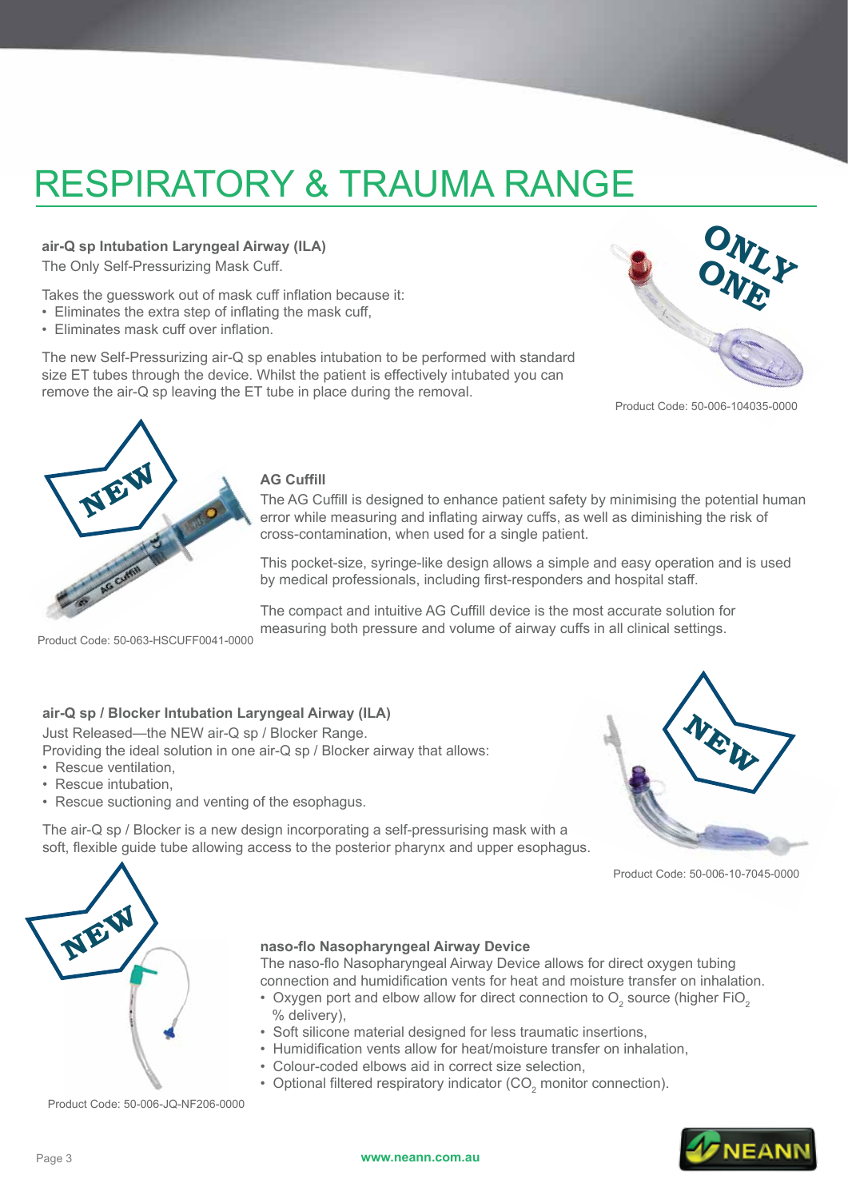# RESPIRATORY & TRAUMA RANGE

**air-Q sp Intubation Laryngeal Airway (ILA)**
The Only Self-Pressurizing Mask Cuff.

Takes the guesswork out of mask cuff inflation because it:

- Eliminates the extra step of inflating the mask cuff,
- Eliminates mask cuff over inflation.

The new Self-Pressurizing air-Q sp enables intubation to be performed with standard size ET tubes through the device. Whilst the patient is effectively intubated you can remove the air-Q sp leaving the ET tube in place during the removal.

ONLY ONE

Product Code: 50-006-104035-0000

NEW

**AG Cuffill**

The AG Cuffill is designed to enhance patient safety by minimising the potential human error while measuring and inflating airway cuffs, as well as diminishing the risk of cross-contamination, when used for a single patient.

This pocket-size, syringe-like design allows a simple and easy operation and is used by medical professionals, including first-responders and hospital staff.

The compact and intuitive AG Cuffill device is the most accurate solution for measuring both pressure and volume of airway cuffs in all clinical settings.

Product Code: 50-063-HSCUFF0041-0000

**air-Q sp / Blocker Intubation Laryngeal Airway (ILA)**

Just Released—the NEW air-Q sp / Blocker Range.
Providing the ideal solution in one air-Q sp / Blocker airway that allows:

- Rescue ventilation,
- Rescue intubation,
- Rescue suctioning and venting of the esophagus.

The air-Q sp / Blocker is a new design incorporating a self-pressurising mask with a soft, flexible guide tube allowing access to the posterior pharynx and upper esophagus.

NEW

Product Code: 50-006-10-7045-0000

NEW

**naso-flo Nasopharyngeal Airway Device**

The naso-flo Nasopharyngeal Airway Device allows for direct oxygen tubing connection and humidification vents for heat and moisture transfer on inhalation.

- Oxygen port and elbow allow for direct connection to $O_2$ source (higher $FiO_2$ % delivery),
- Soft silicone material designed for less traumatic insertions,
- Humidification vents allow for heat/moisture transfer on inhalation,
- Colour-coded elbows aid in correct size selection,
- Optional filtered respiratory indicator ($CO_2$ monitor connection).

Product Code: 50-006-JQ-NF206-0000

www.neann.com.au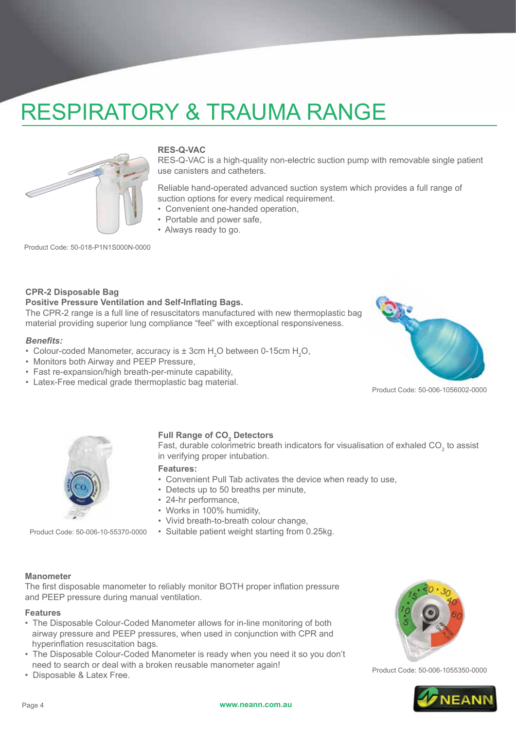# RESPIRATORY & TRAUMA RANGE

## RES-Q-VAC

RES-Q-VAC is a high-quality non-electric suction pump with removable single patient use canisters and catheters.

Reliable hand-operated advanced suction system which provides a full range of suction options for every medical requirement.

- Convenient one-handed operation,
- Portable and power safe,
- Always ready to go.

Product Code: 50-018-P1N1S000N-0000

## CPR-2 Disposable Bag

**Positive Pressure Ventilation and Self-Inflating Bags.**

The CPR-2 range is a full line of resuscitators manufactured with new thermoplastic bag material providing superior lung compliance "feel" with exceptional responsiveness.

***Benefits:***

- Colour-coded Manometer, accuracy is ± 3cm $H_2O$ between 0-15cm $H_2O$,
- Monitors both Airway and PEEP Pressure,
- Fast re-expansion/high breath-per-minute capability,
- Latex-Free medical grade thermoplastic bag material.

Product Code: 50-006-1056002-0000

## Full Range of $CO_2$ Detectors

Fast, durable colorimetric breath indicators for visualisation of exhaled $CO_2$ to assist in verifying proper intubation.

**Features:**

- Convenient Pull Tab activates the device when ready to use,
- Detects up to 50 breaths per minute,
- 24-hr performance,
- Works in 100% humidity,
- Vivid breath-to-breath colour change,
- Suitable patient weight starting from 0.25kg.

Product Code: 50-006-10-55370-0000

## Manometer

The first disposable manometer to reliably monitor BOTH proper inflation pressure and PEEP pressure during manual ventilation.

**Features**

- The Disposable Colour-Coded Manometer allows for in-line monitoring of both airway pressure and PEEP pressures, when used in conjunction with CPR and hyperinflation resuscitation bags.
- The Disposable Colour-Coded Manometer is ready when you need it so you don't need to search or deal with a broken reusable manometer again!
- Disposable & Latex Free.

Product Code: 50-006-1055350-0000

www.neann.com.au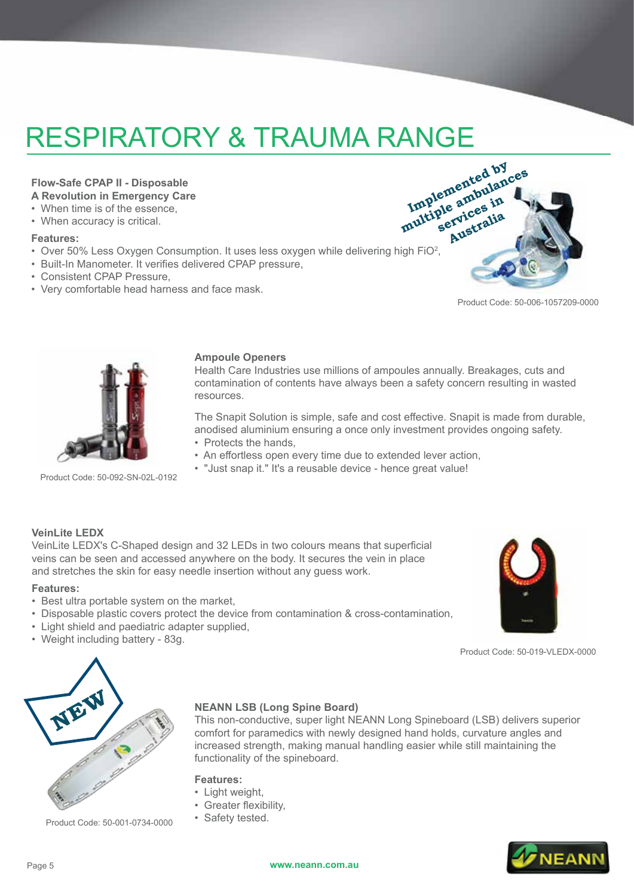# RESPIRATORY & TRAUMA RANGE

**Flow-Safe CPAP II - Disposable**
**A Revolution in Emergency Care**

- When time is of the essence,
- When accuracy is critical.

**Features:**

- Over 50% Less Oxygen Consumption. It uses less oxygen while delivering high $FiO^2$,
- Built-In Manometer. It verifies delivered CPAP pressure,
- Consistent CPAP Pressure,
- Very comfortable head harness and face mask.

Implemented by multiple ambulances services in Australia

Product Code: 50-006-1057209-0000

**Ampoule Openers**

Health Care Industries use millions of ampoules annually. Breakages, cuts and contamination of contents have always been a safety concern resulting in wasted resources.

The Snapit Solution is simple, safe and cost effective. Snapit is made from durable, anodised aluminium ensuring a once only investment provides ongoing safety.

- Protects the hands,
- An effortless open every time due to extended lever action,
- "Just snap it." It's a reusable device - hence great value!

Product Code: 50-092-SN-02L-0192

**VeinLite LEDX**

VeinLite LEDX's C-Shaped design and 32 LEDs in two colours means that superficial veins can be seen and accessed anywhere on the body. It secures the vein in place and stretches the skin for easy needle insertion without any guess work.

**Features:**

- Best ultra portable system on the market,
- Disposable plastic covers protect the device from contamination & cross-contamination,
- Light shield and paediatric adapter supplied,
- Weight including battery - 83g.

Product Code: 50-019-VLEDX-0000

NEW

**NEANN LSB (Long Spine Board)**

This non-conductive, super light NEANN Long Spineboard (LSB) delivers superior comfort for paramedics with newly designed hand holds, curvature angles and increased strength, making manual handling easier while still maintaining the functionality of the spineboard.

**Features:**

- Light weight,
- Greater flexibility,
- Safety tested.

Product Code: 50-001-0734-0000

www.neann.com.au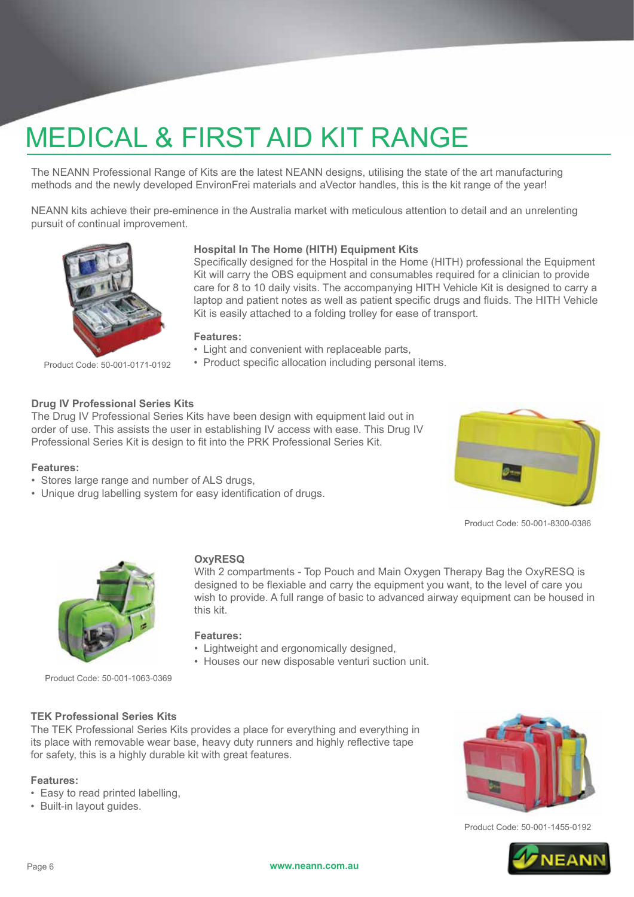# MEDICAL & FIRST AID KIT RANGE

The NEANN Professional Range of Kits are the latest NEANN designs, utilising the state of the art manufacturing methods and the newly developed EnvironFrei materials and aVector handles, this is the kit range of the year!

NEANN kits achieve their pre-eminence in the Australia market with meticulous attention to detail and an unrelenting pursuit of continual improvement.

### Hospital In The Home (HITH) Equipment Kits

Specifically designed for the Hospital in the Home (HITH) professional the Equipment Kit will carry the OBS equipment and consumables required for a clinician to provide care for 8 to 10 daily visits. The accompanying HITH Vehicle Kit is designed to carry a laptop and patient notes as well as patient specific drugs and fluids. The HITH Vehicle Kit is easily attached to a folding trolley for ease of transport.

**Features:**

- Light and convenient with replaceable parts,
- Product specific allocation including personal items.

Product Code: 50-001-0171-0192

### Drug IV Professional Series Kits

The Drug IV Professional Series Kits have been design with equipment laid out in order of use. This assists the user in establishing IV access with ease. This Drug IV Professional Series Kit is design to fit into the PRK Professional Series Kit.

**Features:**

- Stores large range and number of ALS drugs,
- Unique drug labelling system for easy identification of drugs.

Product Code: 50-001-8300-0386

### OxyRESQ

With 2 compartments - Top Pouch and Main Oxygen Therapy Bag the OxyRESQ is designed to be flexiable and carry the equipment you want, to the level of care you wish to provide. A full range of basic to advanced airway equipment can be housed in this kit.

**Features:**

- Lightweight and ergonomically designed,
- Houses our new disposable venturi suction unit.

Product Code: 50-001-1063-0369

### TEK Professional Series Kits

The TEK Professional Series Kits provides a place for everything and everything in its place with removable wear base, heavy duty runners and highly reflective tape for safety, this is a highly durable kit with great features.

**Features:**

- Easy to read printed labelling,
- Built-in layout guides.

Product Code: 50-001-1455-0192

www.neann.com.au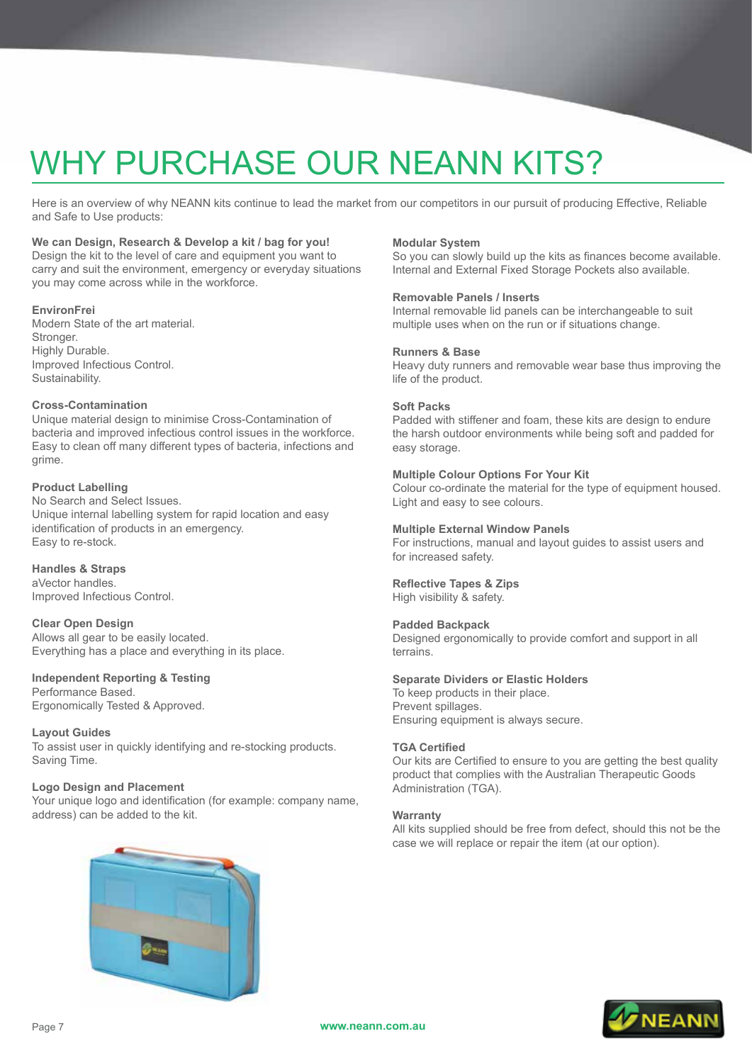# WHY PURCHASE OUR NEANN KITS?

Here is an overview of why NEANN kits continue to lead the market from our competitors in our pursuit of producing Effective, Reliable and Safe to Use products:

**We can Design, Research & Develop a kit / bag for you!**
Design the kit to the level of care and equipment you want to carry and suit the environment, emergency or everyday situations you may come across while in the workforce.

**EnvironFrei**
Modern State of the art material.
Stronger.
Highly Durable.
Improved Infectious Control.
Sustainability.

**Cross-Contamination**
Unique material design to minimise Cross-Contamination of bacteria and improved infectious control issues in the workforce. Easy to clean off many different types of bacteria, infections and grime.

**Product Labelling**
No Search and Select Issues.
Unique internal labelling system for rapid location and easy identification of products in an emergency.
Easy to re-stock.

**Handles & Straps**
aVector handles.
Improved Infectious Control.

**Clear Open Design**
Allows all gear to be easily located.
Everything has a place and everything in its place.

**Independent Reporting & Testing**
Performance Based.
Ergonomically Tested & Approved.

**Layout Guides**
To assist user in quickly identifying and re-stocking products.
Saving Time.

**Logo Design and Placement**
Your unique logo and identification (for example: company name, address) can be added to the kit.

**Modular System**
So you can slowly build up the kits as finances become available.
Internal and External Fixed Storage Pockets also available.

**Removable Panels / Inserts**
Internal removable lid panels can be interchangeable to suit multiple uses when on the run or if situations change.

**Runners & Base**
Heavy duty runners and removable wear base thus improving the life of the product.

**Soft Packs**
Padded with stiffener and foam, these kits are design to endure the harsh outdoor environments while being soft and padded for easy storage.

**Multiple Colour Options For Your Kit**
Colour co-ordinate the material for the type of equipment housed.
Light and easy to see colours.

**Multiple External Window Panels**
For instructions, manual and layout guides to assist users and for increased safety.

**Reflective Tapes & Zips**
High visibility & safety.

**Padded Backpack**
Designed ergonomically to provide comfort and support in all terrains.

**Separate Dividers or Elastic Holders**
To keep products in their place.
Prevent spillages.
Ensuring equipment is always secure.

**TGA Certified**
Our kits are Certified to ensure to you are getting the best quality product that complies with the Australian Therapeutic Goods Administration (TGA).

**Warranty**
All kits supplied should be free from defect, should this not be the case we will replace or repair the item (at our option).

www.neann.com.au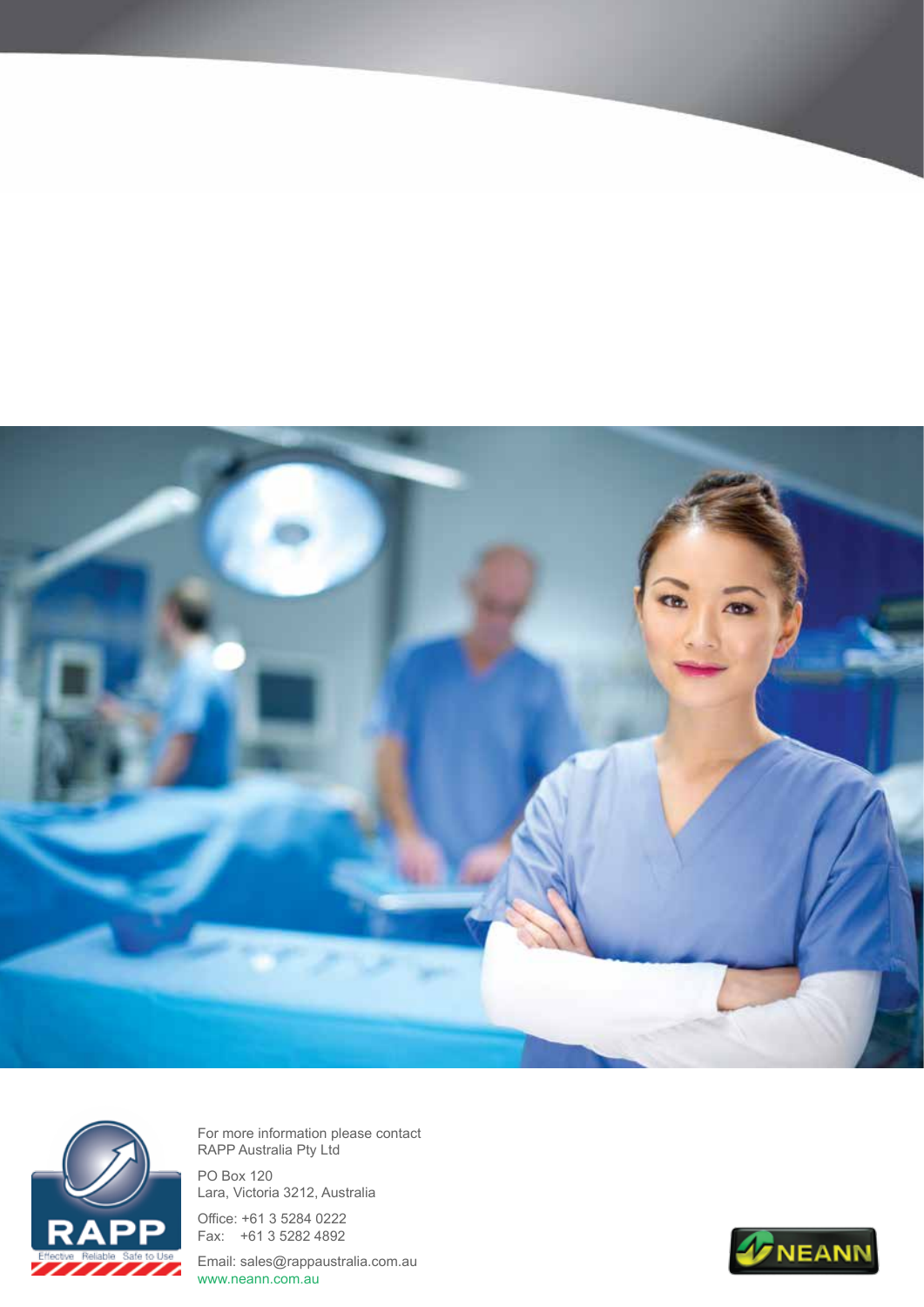For more information please contact
RAPP Australia Pty Ltd

PO Box 120
Lara, Victoria 3212, Australia

Office: +61 3 5284 0222
Fax: +61 3 5282 4892

Email: sales@rappaustralia.com.au
www.neann.com.au